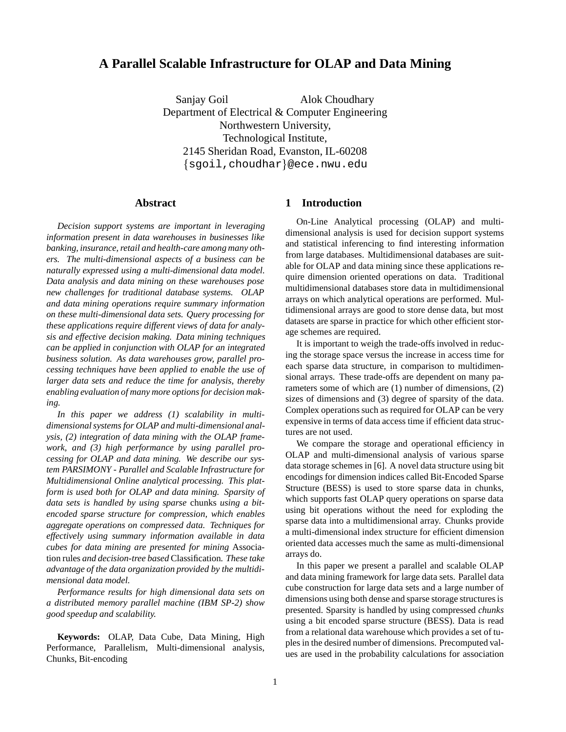# A Parallel Scalable Infrastructure for OLAP and Data Mining

Sanjay Goil  Alok Choudhary
Department of Electrical & Computer Engineering
Northwestern University,
Technological Institute,
2145 Sheridan Road, Evanston, IL-60208
{sgoil,choudhar}@ece.nwu.edu

## Abstract

*Decision support systems are important in leveraging information present in data warehouses in businesses like banking, insurance, retail and health-care among many others. The multi-dimensional aspects of a business can be naturally expressed using a multi-dimensional data model. Data analysis and data mining on these warehouses pose new challenges for traditional database systems. OLAP and data mining operations require summary information on these multi-dimensional data sets. Query processing for these applications require different views of data for analysis and effective decision making. Data mining techniques can be applied in conjunction with OLAP for an integrated business solution. As data warehouses grow, parallel processing techniques have been applied to enable the use of larger data sets and reduce the time for analysis, thereby enabling evaluation of many more options for decision making.*

*In this paper we address (1) scalability in multi-dimensional systems for OLAP and multi-dimensional analysis, (2) integration of data mining with the OLAP framework, and (3) high performance by using parallel processing for OLAP and data mining. We describe our system PARSIMONY - Parallel and Scalable Infrastructure for Multidimensional Online analytical processing. This platform is used both for OLAP and data mining. Sparsity of data sets is handled by using sparse* chunks *using a bit-encoded sparse structure for compression, which enables aggregate operations on compressed data. Techniques for effectively using summary information available in data cubes for data mining are presented for mining* Association rules *and decision-tree based* Classification*. These take advantage of the data organization provided by the multidimensional data model.*

*Performance results for high dimensional data sets on a distributed memory parallel machine (IBM SP-2) show good speedup and scalability.*

**Keywords:** OLAP, Data Cube, Data Mining, High Performance, Parallelism, Multi-dimensional analysis, Chunks, Bit-encoding

## 1 Introduction

On-Line Analytical processing (OLAP) and multi-dimensional analysis is used for decision support systems and statistical inferencing to find interesting information from large databases. Multidimensional databases are suitable for OLAP and data mining since these applications require dimension oriented operations on data. Traditional multidimensional databases store data in multidimensional arrays on which analytical operations are performed. Multidimensional arrays are good to store dense data, but most datasets are sparse in practice for which other efficient storage schemes are required.

It is important to weigh the trade-offs involved in reducing the storage space versus the increase in access time for each sparse data structure, in comparison to multidimensional arrays. These trade-offs are dependent on many parameters some of which are (1) number of dimensions, (2) sizes of dimensions and (3) degree of sparsity of the data. Complex operations such as required for OLAP can be very expensive in terms of data access time if efficient data structures are not used.

We compare the storage and operational efficiency in OLAP and multi-dimensional analysis of various sparse data storage schemes in [6]. A novel data structure using bit encodings for dimension indices called Bit-Encoded Sparse Structure (BESS) is used to store sparse data in chunks, which supports fast OLAP query operations on sparse data using bit operations without the need for exploding the sparse data into a multidimensional array. Chunks provide a multi-dimensional index structure for efficient dimension oriented data accesses much the same as multi-dimensional arrays do.

In this paper we present a parallel and scalable OLAP and data mining framework for large data sets. Parallel data cube construction for large data sets and a large number of dimensions using both dense and sparse storage structures is presented. Sparsity is handled by using compressed *chunks* using a bit encoded sparse structure (BESS). Data is read from a relational data warehouse which provides a set of tuples in the desired number of dimensions. Precomputed values are used in the probability calculations for association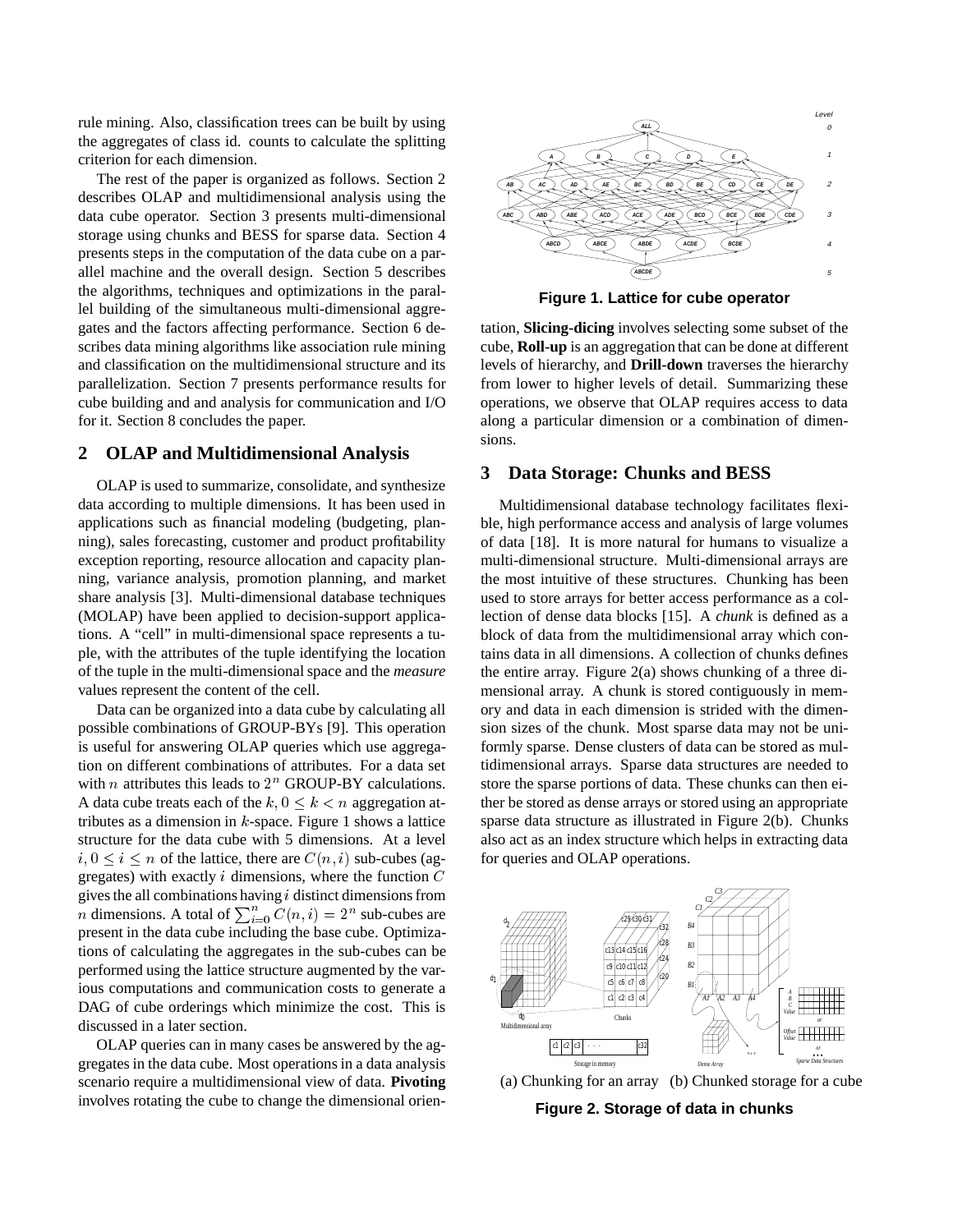rule mining. Also, classification trees can be built by using the aggregates of class id. counts to calculate the splitting criterion for each dimension.

The rest of the paper is organized as follows. Section 2 describes OLAP and multidimensional analysis using the data cube operator. Section 3 presents multi-dimensional storage using chunks and BESS for sparse data. Section 4 presents steps in the computation of the data cube on a parallel machine and the overall design. Section 5 describes the algorithms, techniques and optimizations in the parallel building of the simultaneous multi-dimensional aggregates and the factors affecting performance. Section 6 describes data mining algorithms like association rule mining and classification on the multidimensional structure and its parallelization. Section 7 presents performance results for cube building and and analysis for communication and I/O for it. Section 8 concludes the paper.

## 2 OLAP and Multidimensional Analysis

OLAP is used to summarize, consolidate, and synthesize data according to multiple dimensions. It has been used in applications such as financial modeling (budgeting, planning), sales forecasting, customer and product profitability exception reporting, resource allocation and capacity planning, variance analysis, promotion planning, and market share analysis [3]. Multi-dimensional database techniques (MOLAP) have been applied to decision-support applications. A "cell" in multi-dimensional space represents a tuple, with the attributes of the tuple identifying the location of the tuple in the multi-dimensional space and the *measure* values represent the content of the cell.

Data can be organized into a data cube by calculating all possible combinations of GROUP-BYs [9]. This operation is useful for answering OLAP queries which use aggregation on different combinations of attributes. For a data set with $n$ attributes this leads to $2^n$ GROUP-BY calculations. A data cube treats each of the $k, 0 \le k < n$ aggregation attributes as a dimension in $k$-space. Figure 1 shows a lattice structure for the data cube with 5 dimensions. At a level $i, 0 \le i \le n$ of the lattice, there are $C(n,i)$ sub-cubes (aggregates) with exactly $i$ dimensions, where the function $C$ gives the all combinations having $i$ distinct dimensions from $n$ dimensions. A total of $\sum_{i=0}^{n} C(n,i) = 2^n$ sub-cubes are present in the data cube including the base cube. Optimizations of calculating the aggregates in the sub-cubes can be performed using the lattice structure augmented by the various computations and communication costs to generate a DAG of cube orderings which minimize the cost. This is discussed in a later section.

OLAP queries can in many cases be answered by the aggregates in the data cube. Most operations in a data analysis scenario require a multidimensional view of data. **Pivoting** involves rotating the cube to change the dimensional orientation, **Slicing-dicing** involves selecting some subset of the cube, **Roll-up** is an aggregation that can be done at different levels of hierarchy, and **Drill-down** traverses the hierarchy from lower to higher levels of detail. Summarizing these operations, we observe that OLAP requires access to data along a particular dimension or a combination of dimensions.

Level
0 ALL
1 A B C D E
2 AB AC AD AE BC BD BE CD CE DE
3 ABC ABD ABE ACD ACE ADE BCD BCE BDE CDE
4 ABCD ABCE ABDE ACDE BCDE
5 ABCDE

**Figure 1. Lattice for cube operator**

## 3 Data Storage: Chunks and BESS

Multidimensional database technology facilitates flexible, high performance access and analysis of large volumes of data [18]. It is more natural for humans to visualize a multi-dimensional structure. Multi-dimensional arrays are the most intuitive of these structures. Chunking has been used to store arrays for better access performance as a collection of dense data blocks [15]. A *chunk* is defined as a block of data from the multidimensional array which contains data in all dimensions. A collection of chunks defines the entire array. Figure 2(a) shows chunking of a three dimensional array. A chunk is stored contiguously in memory and data in each dimension is strided with the dimension sizes of the chunk. Most sparse data may not be uniformly sparse. Dense clusters of data can be stored as multidimensional arrays. Sparse data structures are needed to store the sparse portions of data. These chunks can then either be stored as dense arrays or stored using an appropriate sparse data structure as illustrated in Figure 2(b). Chunks also act as an index structure which helps in extracting data for queries and OLAP operations.

d2 d1 d0
Multidimensional array
c29 c30 c31 c32 c28 c24 c20
c13 c14 c15 c16
c9 c10 c11 c12
c5 c6 c7 c8
c1 c2 c3 c4
Chunks
c1 c2 c3 . . . c32
Storage in memory
C3 C2 C1
B4 B3 B2 B1
A1 A2 A3 A4
Dense Array
A B C Value
or
Offset Value
or
Sparse Data Structures

(a) Chunking for an array (b) Chunked storage for a cube

**Figure 2. Storage of data in chunks**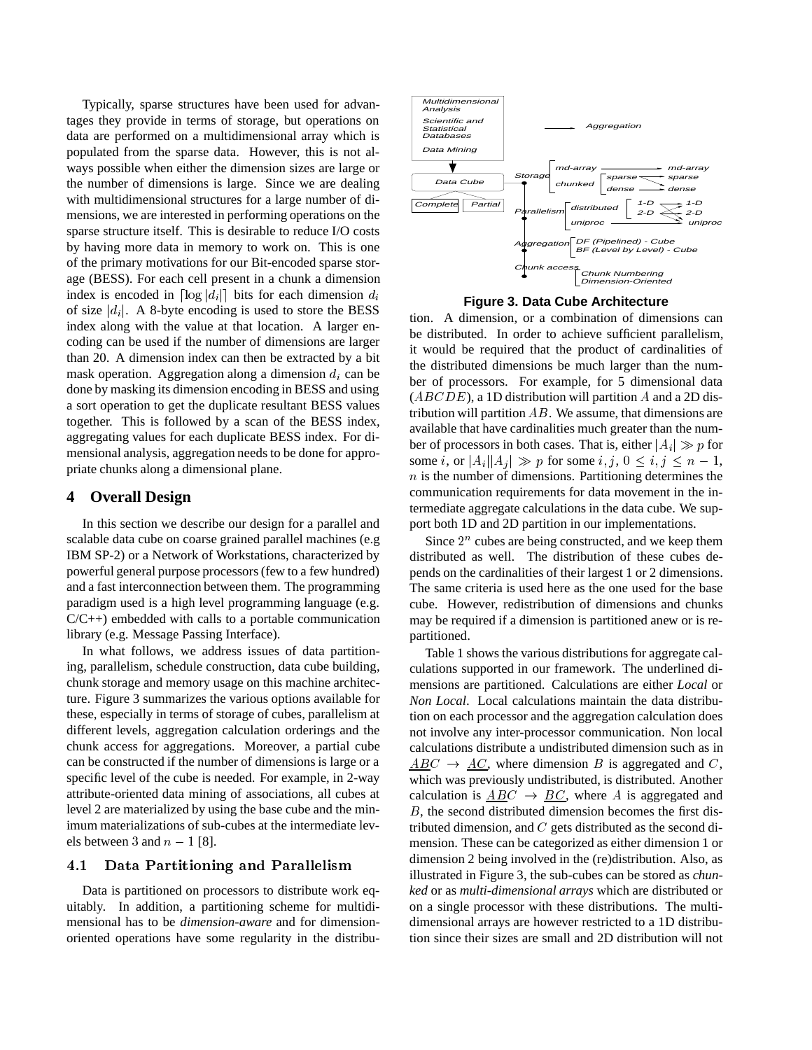Typically, sparse structures have been used for advantages they provide in terms of storage, but operations on data are performed on a multidimensional array which is populated from the sparse data. However, this is not always possible when either the dimension sizes are large or the number of dimensions is large. Since we are dealing with multidimensional structures for a large number of dimensions, we are interested in performing operations on the sparse structure itself. This is desirable to reduce I/O costs by having more data in memory to work on. This is one of the primary motivations for our Bit-encoded sparse storage (BESS). For each cell present in a chunk a dimension index is encoded in $\lceil \log |d_i| \rceil$ bits for each dimension $d_i$ of size $|d_i|$. A 8-byte encoding is used to store the BESS index along with the value at that location. A larger encoding can be used if the number of dimensions are larger than 20. A dimension index can then be extracted by a bit mask operation. Aggregation along a dimension $d_i$ can be done by masking its dimension encoding in BESS and using a sort operation to get the duplicate resultant BESS values together. This is followed by a scan of the BESS index, aggregating values for each duplicate BESS index. For dimensional analysis, aggregation needs to be done for appropriate chunks along a dimensional plane.

## 4 Overall Design

In this section we describe our design for a parallel and scalable data cube on coarse grained parallel machines (e.g IBM SP-2) or a Network of Workstations, characterized by powerful general purpose processors (few to a few hundred) and a fast interconnection between them. The programming paradigm used is a high level programming language (e.g. C/C++) embedded with calls to a portable communication library (e.g. Message Passing Interface).

In what follows, we address issues of data partitioning, parallelism, schedule construction, data cube building, chunk storage and memory usage on this machine architecture. Figure 3 summarizes the various options available for these, especially in terms of storage of cubes, parallelism at different levels, aggregation calculation orderings and the chunk access for aggregations. Moreover, a partial cube can be constructed if the number of dimensions is large or a specific level of the cube is needed. For example, in 2-way attribute-oriented data mining of associations, all cubes at level 2 are materialized by using the base cube and the minimum materializations of sub-cubes at the intermediate levels between 3 and $n-1$ [8].

### 4.1 Data Partitioning and Parallelism

Data is partitioned on processors to distribute work equitably. In addition, a partitioning scheme for multidimensional has to be *dimension-aware* and for dimension-oriented operations have some regularity in the distribution. A dimension, or a combination of dimensions can be distributed. In order to achieve sufficient parallelism, it would be required that the product of cardinalities of the distributed dimensions be much larger than the number of processors. For example, for 5 dimensional data ($ABCDE$), a 1D distribution will partition $A$ and a 2D distribution will partition $AB$. We assume, that dimensions are available that have cardinalities much greater than the number of processors in both cases. That is, either $|A_i| \gg p$ for some $i$, or $|A_i||A_j| \gg p$ for some $i, j$, $0 \le i, j \le n-1$, $n$ is the number of dimensions. Partitioning determines the communication requirements for data movement in the intermediate aggregate calculations in the data cube. We support both 1D and 2D partition in our implementations.

Multidimensional Analysis / Scientific and Statistical Databases / Data Mining → Aggregation

Data Cube (Complete, Partial)
- Storage: md-array → md-array; chunked [sparse → sparse; dense → dense]
- Parallelism: distributed [1-D, 2-D → 1-D, 2-D, uniproc]; uniproc → uniproc
- Aggregation: DF (Pipelined) - Cube; BF (Level by Level) - Cube
- Chunk access: Chunk Numbering; Dimension-Oriented

**Figure 3. Data Cube Architecture**

Since $2^n$ cubes are being constructed, and we keep them distributed as well. The distribution of these cubes depends on the cardinalities of their largest 1 or 2 dimensions. The same criteria is used here as the one used for the base cube. However, redistribution of dimensions and chunks may be required if a dimension is partitioned anew or is repartitioned.

Table 1 shows the various distributions for aggregate calculations supported in our framework. The underlined dimensions are partitioned. Calculations are either *Local* or *Non Local*. Local calculations maintain the data distribution on each processor and the aggregation calculation does not involve any inter-processor communication. Non local calculations distribute a undistributed dimension such as in $\underline{AB}C \rightarrow \underline{AC}$, where dimension $B$ is aggregated and $C$, which was previously undistributed, is distributed. Another calculation is $\underline{AB}C \rightarrow \underline{BC}$, where $A$ is aggregated and $B$, the second distributed dimension becomes the first distributed dimension, and $C$ gets distributed as the second dimension. These can be categorized as either dimension 1 or dimension 2 being involved in the (re)distribution. Also, as illustrated in Figure 3, the sub-cubes can be stored as *chunked* or as *multi-dimensional arrays* which are distributed or on a single processor with these distributions. The multidimensional arrays are however restricted to a 1D distribution since their sizes are small and 2D distribution will not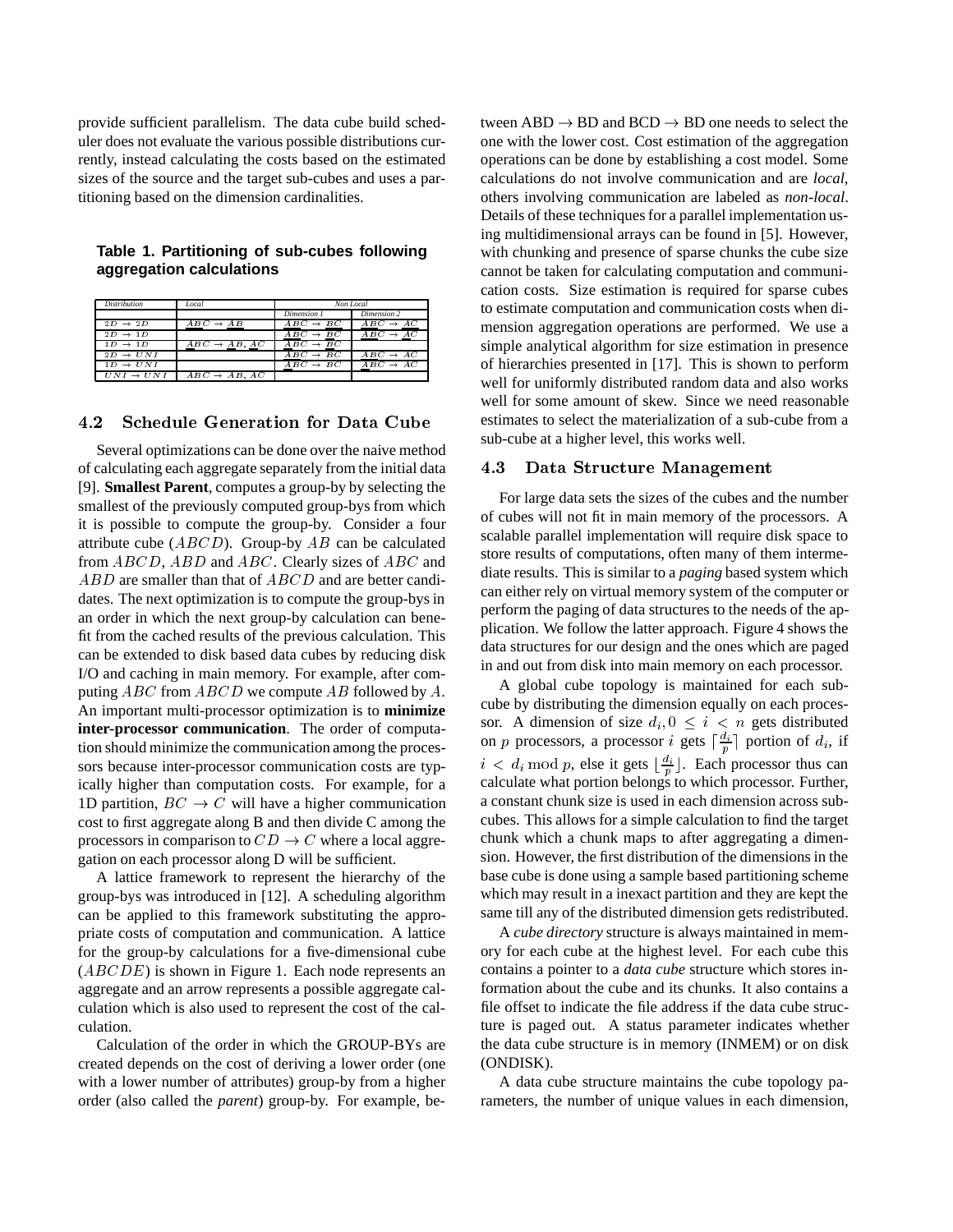provide sufficient parallelism. The data cube build scheduler does not evaluate the various possible distributions currently, instead calculating the costs based on the estimated sizes of the source and the target sub-cubes and uses a partitioning based on the dimension cardinalities.

**Table 1. Partitioning of sub-cubes following aggregation calculations**

| *Distribution* | *Local* | *Non Local* | |
|---|---|---|---|
| | | *Dimension 1* | *Dimension 2* |
| $2D \rightarrow 2D$ | $\underline{AB}C \rightarrow \underline{AB}$ | $\underline{A}B\underline{C} \rightarrow \underline{BC}$ | $\underline{AB}C \rightarrow \underline{AC}$ |
| $2D \rightarrow 1D$ | | $\underline{A}BC \rightarrow \underline{B}C$ | $\underline{A}BC \rightarrow A\underline{C}$ |
| $1D \rightarrow 1D$ | $\underline{A}BC \rightarrow \underline{A}B, \underline{A}C$ | $\underline{A}BC \rightarrow \underline{B}C$ | |
| $2D \rightarrow UNI$ | | $\underline{AB}C \rightarrow BC$ | $\underline{AB}C \rightarrow AC$ |
| $1D \rightarrow UNI$ | | $\underline{A}BC \rightarrow BC$ | $\underline{A}BC \rightarrow AC$ |
| $UNI \rightarrow UNI$ | $ABC \rightarrow AB, AC$ | | |

### 4.2 Schedule Generation for Data Cube

Several optimizations can be done over the naive method of calculating each aggregate separately from the initial data [9]. **Smallest Parent**, computes a group-by by selecting the smallest of the previously computed group-bys from which it is possible to compute the group-by. Consider a four attribute cube ($ABCD$). Group-by $AB$ can be calculated from $ABCD$, $ABD$ and $ABC$. Clearly sizes of $ABC$ and $ABD$ are smaller than that of $ABCD$ and are better candidates. The next optimization is to compute the group-bys in an order in which the next group-by calculation can benefit from the cached results of the previous calculation. This can be extended to disk based data cubes by reducing disk I/O and caching in main memory. For example, after computing $ABC$ from $ABCD$ we compute $AB$ followed by $A$. An important multi-processor optimization is to **minimize inter-processor communication**. The order of computation should minimize the communication among the processors because inter-processor communication costs are typically higher than computation costs. For example, for a 1D partition, $BC \rightarrow C$ will have a higher communication cost to first aggregate along B and then divide C among the processors in comparison to $CD \rightarrow C$ where a local aggregation on each processor along D will be sufficient.

A lattice framework to represent the hierarchy of the group-bys was introduced in [12]. A scheduling algorithm can be applied to this framework substituting the appropriate costs of computation and communication. A lattice for the group-by calculations for a five-dimensional cube ($ABCDE$) is shown in Figure 1. Each node represents an aggregate and an arrow represents a possible aggregate calculation which is also used to represent the cost of the calculation.

Calculation of the order in which the GROUP-BYs are created depends on the cost of deriving a lower order (one with a lower number of attributes) group-by from a higher order (also called the *parent*) group-by. For example, between ABD → BD and BCD → BD one needs to select the one with the lower cost. Cost estimation of the aggregation operations can be done by establishing a cost model. Some calculations do not involve communication and are *local*, others involving communication are labeled as *non-local*. Details of these techniques for a parallel implementation using multidimensional arrays can be found in [5]. However, with chunking and presence of sparse chunks the cube size cannot be taken for calculating computation and communication costs. Size estimation is required for sparse cubes to estimate computation and communication costs when dimension aggregation operations are performed. We use a simple analytical algorithm for size estimation in presence of hierarchies presented in [17]. This is shown to perform well for uniformly distributed random data and also works well for some amount of skew. Since we need reasonable estimates to select the materialization of a sub-cube from a sub-cube at a higher level, this works well.

### 4.3 Data Structure Management

For large data sets the sizes of the cubes and the number of cubes will not fit in main memory of the processors. A scalable parallel implementation will require disk space to store results of computations, often many of them intermediate results. This is similar to a *paging* based system which can either rely on virtual memory system of the computer or perform the paging of data structures to the needs of the application. We follow the latter approach. Figure 4 shows the data structures for our design and the ones which are paged in and out from disk into main memory on each processor.

A global cube topology is maintained for each sub-cube by distributing the dimension equally on each processor. A dimension of size $d_i, 0 \leq i < n$ gets distributed on $p$ processors, a processor $i$ gets $\lceil \frac{d_i}{p} \rceil$ portion of $d_i$, if $i < d_i \bmod p$, else it gets $\lfloor \frac{d_i}{p} \rfloor$. Each processor thus can calculate what portion belongs to which processor. Further, a constant chunk size is used in each dimension across sub-cubes. This allows for a simple calculation to find the target chunk which a chunk maps to after aggregating a dimension. However, the first distribution of the dimensions in the base cube is done using a sample based partitioning scheme which may result in a inexact partition and they are kept the same till any of the distributed dimension gets redistributed.

A *cube directory* structure is always maintained in memory for each cube at the highest level. For each cube this contains a pointer to a *data cube* structure which stores information about the cube and its chunks. It also contains a file offset to indicate the file address if the data cube structure is paged out. A status parameter indicates whether the data cube structure is in memory (INMEM) or on disk (ONDISK).

A data cube structure maintains the cube topology parameters, the number of unique values in each dimension,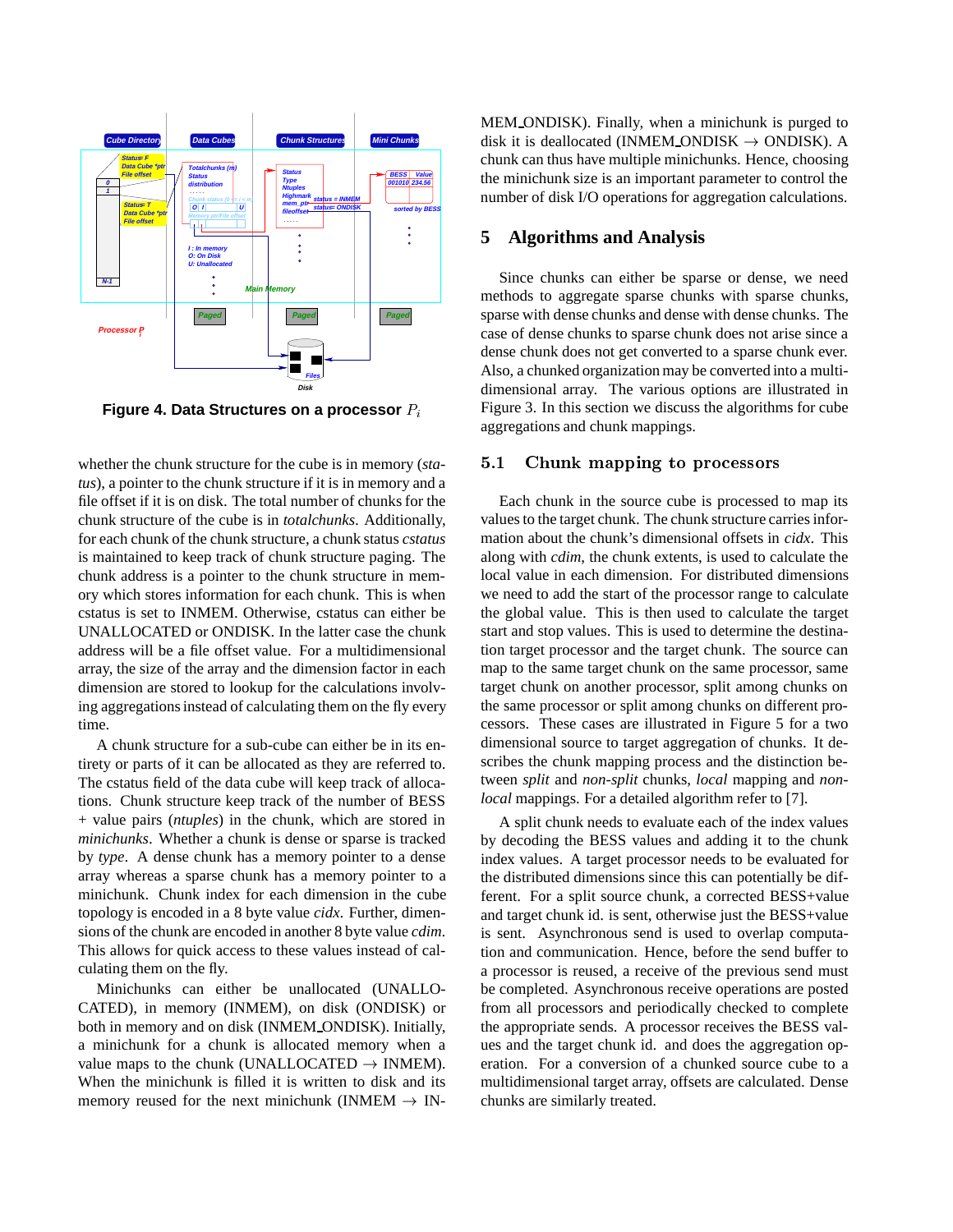**Figure 4. Data Structures on a processor $P_i$**

whether the chunk structure for the cube is in memory (*status*), a pointer to the chunk structure if it is in memory and a file offset if it is on disk. The total number of chunks for the chunk structure of the cube is in *totalchunks*. Additionally, for each chunk of the chunk structure, a chunk status *cstatus* is maintained to keep track of chunk structure paging. The chunk address is a pointer to the chunk structure in memory which stores information for each chunk. This is when cstatus is set to INMEM. Otherwise, cstatus can either be UNALLOCATED or ONDISK. In the latter case the chunk address will be a file offset value. For a multidimensional array, the size of the array and the dimension factor in each dimension are stored to lookup for the calculations involving aggregations instead of calculating them on the fly every time.

A chunk structure for a sub-cube can either be in its entirety or parts of it can be allocated as they are referred to. The cstatus field of the data cube will keep track of allocations. Chunk structure keep track of the number of BESS + value pairs (*ntuples*) in the chunk, which are stored in *minichunks*. Whether a chunk is dense or sparse is tracked by *type*. A dense chunk has a memory pointer to a dense array whereas a sparse chunk has a memory pointer to a minichunk. Chunk index for each dimension in the cube topology is encoded in a 8 byte value *cidx*. Further, dimensions of the chunk are encoded in another 8 byte value *cdim*. This allows for quick access to these values instead of calculating them on the fly.

Minichunks can either be unallocated (UNALLOCATED), in memory (INMEM), on disk (ONDISK) or both in memory and on disk (INMEM_ONDISK). Initially, a minichunk for a chunk is allocated memory when a value maps to the chunk (UNALLOCATED → INMEM). When the minichunk is filled it is written to disk and its memory reused for the next minichunk (INMEM → INMEM_ONDISK). Finally, when a minichunk is purged to disk it is deallocated (INMEM_ONDISK → ONDISK). A chunk can thus have multiple minichunks. Hence, choosing the minichunk size is an important parameter to control the number of disk I/O operations for aggregation calculations.

# 5 Algorithms and Analysis

Since chunks can either be sparse or dense, we need methods to aggregate sparse chunks with sparse chunks, sparse with dense chunks and dense with dense chunks. The case of dense chunks to sparse chunk does not arise since a dense chunk does not get converted to a sparse chunk ever. Also, a chunked organization may be converted into a multi-dimensional array. The various options are illustrated in Figure 3. In this section we discuss the algorithms for cube aggregations and chunk mappings.

## 5.1 Chunk mapping to processors

Each chunk in the source cube is processed to map its values to the target chunk. The chunk structure carries information about the chunk's dimensional offsets in *cidx*. This along with *cdim*, the chunk extents, is used to calculate the local value in each dimension. For distributed dimensions we need to add the start of the processor range to calculate the global value. This is then used to calculate the target start and stop values. This is used to determine the destination target processor and the target chunk. The source can map to the same target chunk on the same processor, same target chunk on another processor, split among chunks on the same processor or split among chunks on different processors. These cases are illustrated in Figure 5 for a two dimensional source to target aggregation of chunks. It describes the chunk mapping process and the distinction between *split* and *non-split* chunks, *local* mapping and *non-local* mappings. For a detailed algorithm refer to [7].

A split chunk needs to evaluate each of the index values by decoding the BESS values and adding it to the chunk index values. A target processor needs to be evaluated for the distributed dimensions since this can potentially be different. For a split source chunk, a corrected BESS+value and target chunk id. is sent, otherwise just the BESS+value is sent. Asynchronous send is used to overlap computation and communication. Hence, before the send buffer to a processor is reused, a receive of the previous send must be completed. Asynchronous receive operations are posted from all processors and periodically checked to complete the appropriate sends. A processor receives the BESS values and the target chunk id. and does the aggregation operation. For a conversion of a chunked source cube to a multidimensional target array, offsets are calculated. Dense chunks are similarly treated.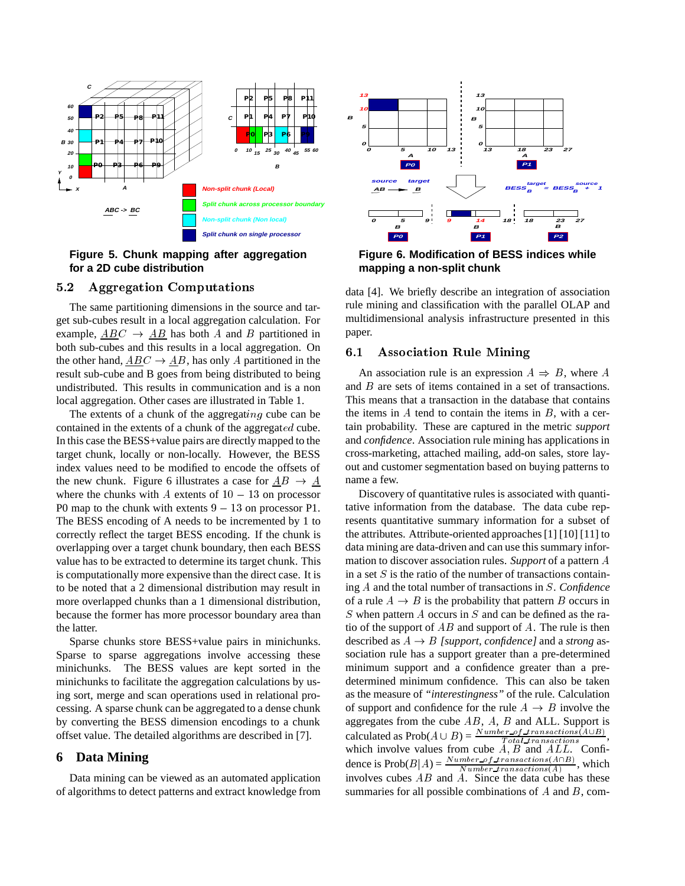**Figure 5. Chunk mapping after aggregation for a 2D cube distribution**

**Figure 6. Modification of BESS indices while mapping a non-split chunk**

## 5.2 Aggregation Computations

The same partitioning dimensions in the source and target sub-cubes result in a local aggregation calculation. For example, $\underline{A}\underline{B}C \rightarrow \underline{A}\underline{B}$ has both $A$ and $B$ partitioned in both sub-cubes and this results in a local aggregation. On the other hand, $\underline{A}\underline{B}C \rightarrow \underline{A}B$, has only $A$ partitioned in the result sub-cube and B goes from being distributed to being undistributed. This results in communication and is a non local aggregation. Other cases are illustrated in Table 1.

The extents of a chunk of the aggregat*ing* cube can be contained in the extents of a chunk of the aggregat*ed* cube. In this case the BESS+value pairs are directly mapped to the target chunk, locally or non-locally. However, the BESS index values need to be modified to encode the offsets of the new chunk. Figure 6 illustrates a case for $\underline{A}\underline{B} \rightarrow \underline{A}$ where the chunks with $A$ extents of $10 - 13$ on processor P0 map to the chunk with extents $9 - 13$ on processor P1. The BESS encoding of A needs to be incremented by 1 to correctly reflect the target BESS encoding. If the chunk is overlapping over a target chunk boundary, then each BESS value has to be extracted to determine its target chunk. This is computationally more expensive than the direct case. It is to be noted that a 2 dimensional distribution may result in more overlapped chunks than a 1 dimensional distribution, because the former has more processor boundary area than the latter.

Sparse chunks store BESS+value pairs in minichunks. Sparse to sparse aggregations involve accessing these minichunks. The BESS values are kept sorted in the minichunks to facilitate the aggregation calculations by using sort, merge and scan operations used in relational processing. A sparse chunk can be aggregated to a dense chunk by converting the BESS dimension encodings to a chunk offset value. The detailed algorithms are described in [7].

# 6 Data Mining

Data mining can be viewed as an automated application of algorithms to detect patterns and extract knowledge from data [4]. We briefly describe an integration of association rule mining and classification with the parallel OLAP and multidimensional analysis infrastructure presented in this paper.

## 6.1 Association Rule Mining

An association rule is an expression $A \Rightarrow B$, where $A$ and $B$ are sets of items contained in a set of transactions. This means that a transaction in the database that contains the items in $A$ tend to contain the items in $B$, with a certain probability. These are captured in the metric *support* and *confidence*. Association rule mining has applications in cross-marketing, attached mailing, add-on sales, store layout and customer segmentation based on buying patterns to name a few.

Discovery of quantitative rules is associated with quantitative information from the database. The data cube represents quantitative summary information for a subset of the attributes. Attribute-oriented approaches [1] [10] [11] to data mining are data-driven and can use this summary information to discover association rules. *Support* of a pattern $A$ in a set $S$ is the ratio of the number of transactions containing $A$ and the total number of transactions in $S$. *Confidence* of a rule $A \rightarrow B$ is the probability that pattern $B$ occurs in $S$ when pattern $A$ occurs in $S$ and can be defined as the ratio of the support of $AB$ and support of $A$. The rule is then described as $A \rightarrow B$ *[support, confidence]* and a *strong* association rule has a support greater than a pre-determined minimum support and a confidence greater than a pre-determined minimum confidence. This can also be taken as the measure of *"interestingness"* of the rule. Calculation of support and confidence for the rule $A \rightarrow B$ involve the aggregates from the cube $AB$, $A$, $B$ and ALL. Support is calculated as Prob($A \cup B$) = $\frac{Number\_of\_transactions(A \cup B)}{Total\_transactions}$, which involve values from cube $A$, $B$ and $ALL$. Confidence is Prob($B|A$) = $\frac{Number\_of\_transactions(A \cap B)}{Number\_transactions(A)}$, which involves cubes $AB$ and $A$. Since the data cube has these summaries for all possible combinations of $A$ and $B$, com-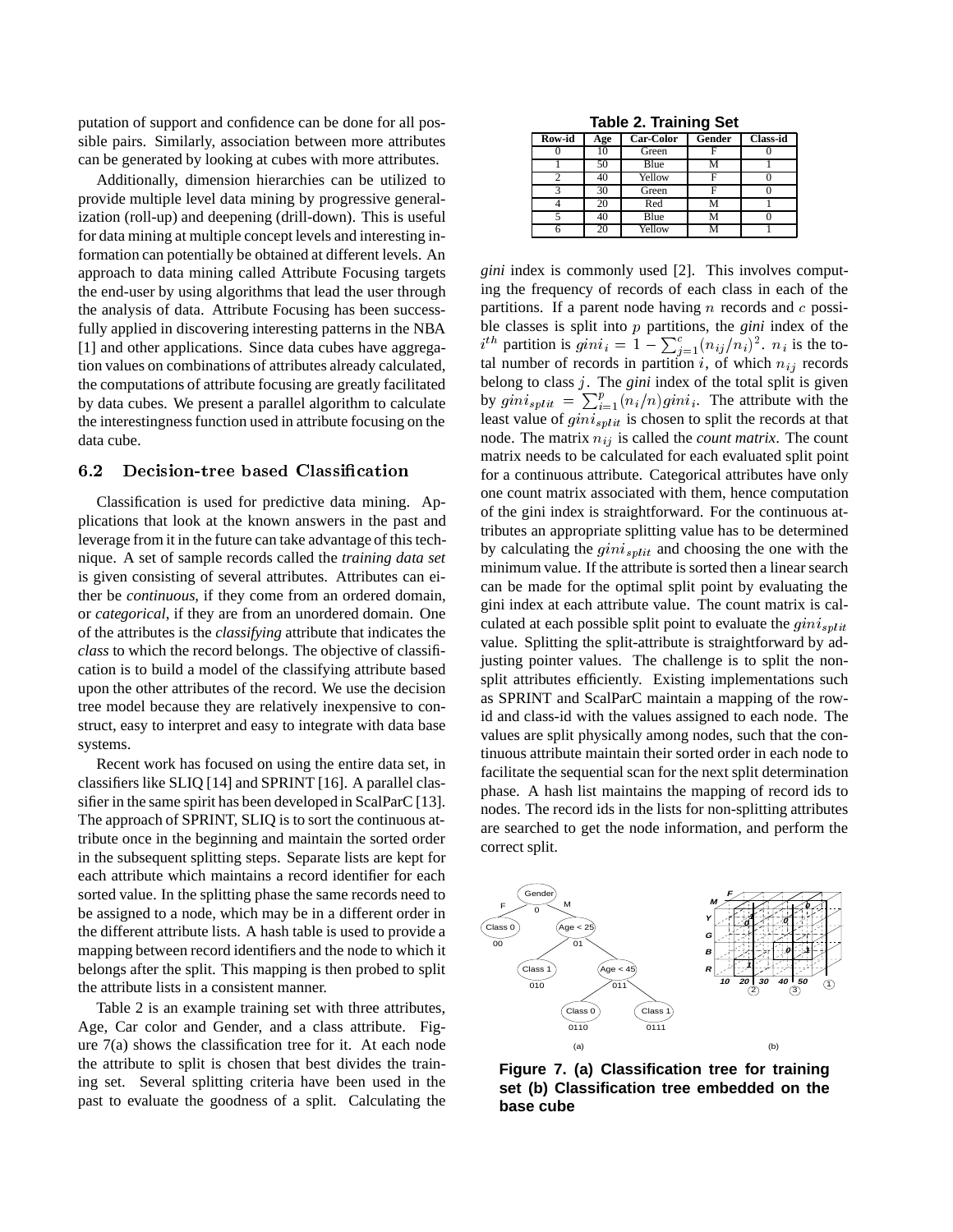putation of support and confidence can be done for all possible pairs. Similarly, association between more attributes can be generated by looking at cubes with more attributes.

Additionally, dimension hierarchies can be utilized to provide multiple level data mining by progressive generalization (roll-up) and deepening (drill-down). This is useful for data mining at multiple concept levels and interesting information can potentially be obtained at different levels. An approach to data mining called Attribute Focusing targets the end-user by using algorithms that lead the user through the analysis of data. Attribute Focusing has been successfully applied in discovering interesting patterns in the NBA [1] and other applications. Since data cubes have aggregation values on combinations of attributes already calculated, the computations of attribute focusing are greatly facilitated by data cubes. We present a parallel algorithm to calculate the interestingness function used in attribute focusing on the data cube.

### 6.2 Decision-tree based Classification

Classification is used for predictive data mining. Applications that look at the known answers in the past and leverage from it in the future can take advantage of this technique. A set of sample records called the *training data set* is given consisting of several attributes. Attributes can either be *continuous*, if they come from an ordered domain, or *categorical*, if they are from an unordered domain. One of the attributes is the *classifying* attribute that indicates the *class* to which the record belongs. The objective of classification is to build a model of the classifying attribute based upon the other attributes of the record. We use the decision tree model because they are relatively inexpensive to construct, easy to interpret and easy to integrate with data base systems.

Recent work has focused on using the entire data set, in classifiers like SLIQ [14] and SPRINT [16]. A parallel classifier in the same spirit has been developed in ScalParC [13]. The approach of SPRINT, SLIQ is to sort the continuous attribute once in the beginning and maintain the sorted order in the subsequent splitting steps. Separate lists are kept for each attribute which maintains a record identifier for each sorted value. In the splitting phase the same records need to be assigned to a node, which may be in a different order in the different attribute lists. A hash table is used to provide a mapping between record identifiers and the node to which it belongs after the split. This mapping is then probed to split the attribute lists in a consistent manner.

Table 2 is an example training set with three attributes, Age, Car color and Gender, and a class attribute. Figure 7(a) shows the classification tree for it. At each node the attribute to split is chosen that best divides the training set. Several splitting criteria have been used in the past to evaluate the goodness of a split. Calculating the

**Table 2. Training Set**

| Row-id | Age | Car-Color | Gender | Class-id |
|---|---|---|---|---|
| 0 | 10 | Green | F | 0 |
| 1 | 50 | Blue | M | 1 |
| 2 | 40 | Yellow | F | 0 |
| 3 | 30 | Green | F | 0 |
| 4 | 20 | Red | M | 1 |
| 5 | 40 | Blue | M | 0 |
| 6 | 20 | Yellow | M | 1 |

*gini* index is commonly used [2]. This involves computing the frequency of records of each class in each of the partitions. If a parent node having $n$ records and $c$ possible classes is split into $p$ partitions, the *gini* index of the $i^{th}$ partition is $gini_i = 1 - \sum_{j=1}^{c}(n_{ij}/n_i)^2$. $n_i$ is the total number of records in partition $i$, of which $n_{ij}$ records belong to class $j$. The *gini* index of the total split is given by $gini_{split} = \sum_{i=1}^{p}(n_i/n)gini_i$. The attribute with the least value of $gini_{split}$ is chosen to split the records at that node. The matrix $n_{ij}$ is called the *count matrix*. The count matrix needs to be calculated for each evaluated split point for a continuous attribute. Categorical attributes have only one count matrix associated with them, hence computation of the gini index is straightforward. For the continuous attributes an appropriate splitting value has to be determined by calculating the $gini_{split}$ and choosing the one with the minimum value. If the attribute is sorted then a linear search can be made for the optimal split point by evaluating the gini index at each attribute value. The count matrix is calculated at each possible split point to evaluate the $gini_{split}$ value. Splitting the split-attribute is straightforward by adjusting pointer values. The challenge is to split the non-split attributes efficiently. Existing implementations such as SPRINT and ScalParC maintain a mapping of the row-id and class-id with the values assigned to each node. The values are split physically among nodes, such that the continuous attribute maintain their sorted order in each node to facilitate the sequential scan for the next split determination phase. A hash list maintains the mapping of record ids to nodes. The record ids in the lists for non-splitting attributes are searched to get the node information, and perform the correct split.

Gender
F
M
0
Class 0
00
Age < 25
01
Class 1
010
Age < 45
011
Class 0
0110
Class 1
0111
(a)

F
M
Y
G
B
R
10 20 30 40 50
1
2
3
(b)

**Figure 7. (a) Classification tree for training set (b) Classification tree embedded on the base cube**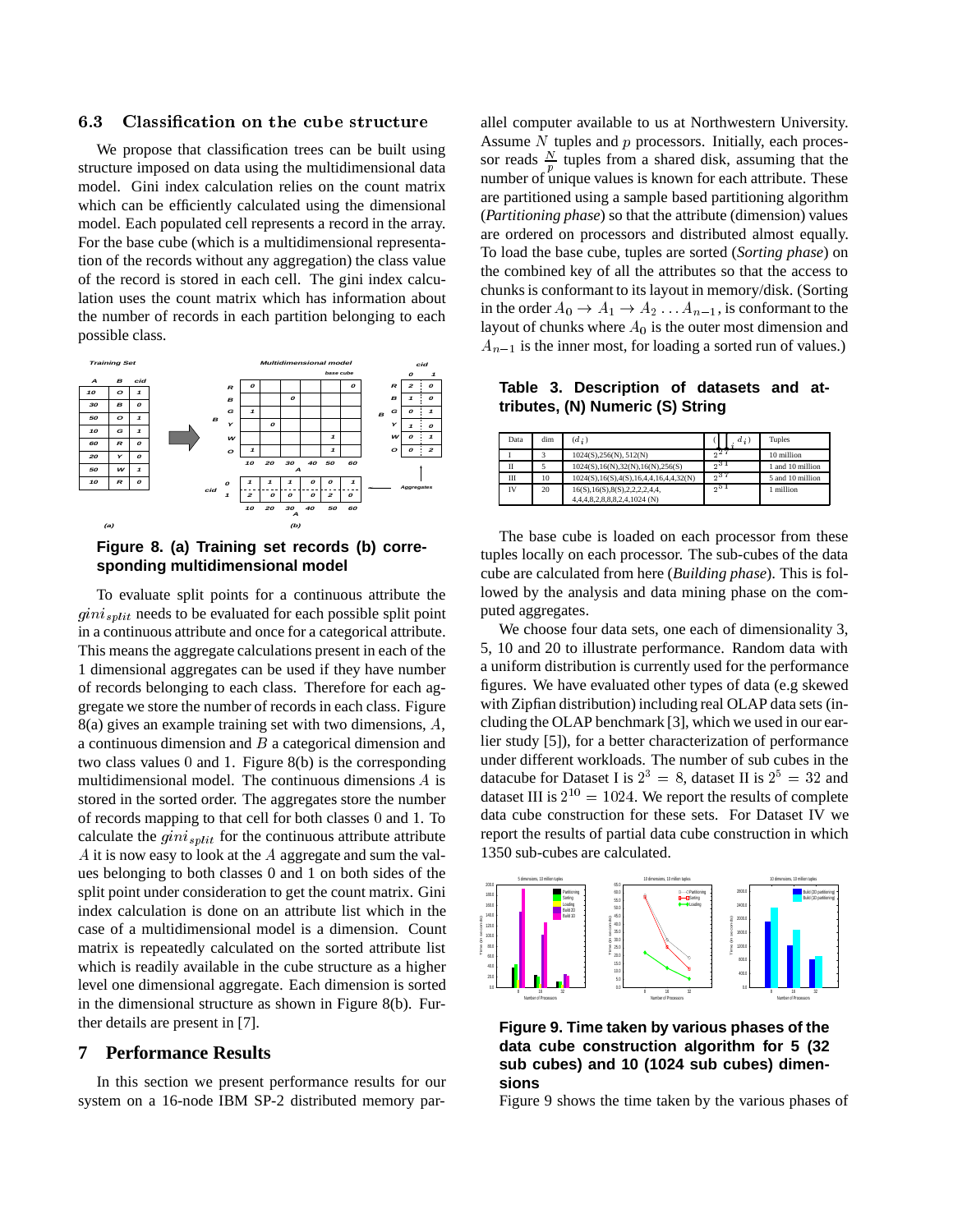### 6.3 Classification on the cube structure

We propose that classification trees can be built using structure imposed on data using the multidimensional data model. Gini index calculation relies on the count matrix which can be efficiently calculated using the dimensional model. Each populated cell represents a record in the array. For the base cube (which is a multidimensional representation of the records without any aggregation) the class value of the record is stored in each cell. The gini index calculation uses the count matrix which has information about the number of records in each partition belonging to each possible class.

**Figure 8. (a) Training set records (b) corresponding multidimensional model**

To evaluate split points for a continuous attribute the $gini_{split}$ needs to be evaluated for each possible split point in a continuous attribute and once for a categorical attribute. This means the aggregate calculations present in each of the 1 dimensional aggregates can be used if they have number of records belonging to each class. Therefore for each aggregate we store the number of records in each class. Figure 8(a) gives an example training set with two dimensions, $A$, a continuous dimension and $B$ a categorical dimension and two class values 0 and 1. Figure 8(b) is the corresponding multidimensional model. The continuous dimensions $A$ is stored in the sorted order. The aggregates store the number of records mapping to that cell for both classes 0 and 1. To calculate the $gini_{split}$ for the continuous attribute attribute $A$ it is now easy to look at the $A$ aggregate and sum the values belonging to both classes 0 and 1 on both sides of the split point under consideration to get the count matrix. Gini index calculation is done on an attribute list which in the case of a multidimensional model is a dimension. Count matrix is repeatedly calculated on the sorted attribute list which is readily available in the cube structure as a higher level one dimensional aggregate. Each dimension is sorted in the dimensional structure as shown in Figure 8(b). Further details are present in [7].

## 7 Performance Results

In this section we present performance results for our system on a 16-node IBM SP-2 distributed memory parallel computer available to us at Northwestern University. Assume $N$ tuples and $p$ processors. Initially, each processor reads $\frac{N}{p}$ tuples from a shared disk, assuming that the number of unique values is known for each attribute. These are partitioned using a sample based partitioning algorithm (*Partitioning phase*) so that the attribute (dimension) values are ordered on processors and distributed almost equally. To load the base cube, tuples are sorted (*Sorting phase*) on the combined key of all the attributes so that the access to chunks is conformant to its layout in memory/disk. (Sorting in the order $A_0 \rightarrow A_1 \rightarrow A_2 \ldots A_{n-1}$, is conformant to the layout of chunks where $A_0$ is the outer most dimension and $A_{n-1}$ is the inner most, for loading a sorted run of values.)

**Table 3. Description of datasets and attributes, (N) Numeric (S) String**

| Data | dim | $(d_i)$ | $(\prod_i d_i)$ | Tuples |
|---|---|---|---|---|
| I | 3 | 1024(S),256(N), 512(N) | $2^{27}$ | 10 million |
| II | 5 | 1024(S),16(N),32(N),16(N),256(S) | $2^{31}$ | 1 and 10 million |
| III | 10 | 1024(S),16(S),4(S),16,4,4,16,4,4,32(N) | $2^{37}$ | 5 and 10 million |
| IV | 20 | 16(S),16(S),8(S),2,2,2,2,4,4, 4,4,4,8,2,8,8,8,2,4,1024 (N) | $2^{51}$ | 1 million |

The base cube is loaded on each processor from these tuples locally on each processor. The sub-cubes of the data cube are calculated from here (*Building phase*). This is followed by the analysis and data mining phase on the computed aggregates.

We choose four data sets, one each of dimensionality 3, 5, 10 and 20 to illustrate performance. Random data with a uniform distribution is currently used for the performance figures. We have evaluated other types of data (e.g skewed with Zipfian distribution) including real OLAP data sets (including the OLAP benchmark [3], which we used in our earlier study [5]), for a better characterization of performance under different workloads. The number of sub cubes in the datacube for Dataset I is $2^3 = 8$, dataset II is $2^5 = 32$ and dataset III is $2^{10} = 1024$. We report the results of complete data cube construction for these sets. For Dataset IV we report the results of partial data cube construction in which 1350 sub-cubes are calculated.

**Figure 9. Time taken by various phases of the data cube construction algorithm for 5 (32 sub cubes) and 10 (1024 sub cubes) dimensions**

Figure 9 shows the time taken by the various phases of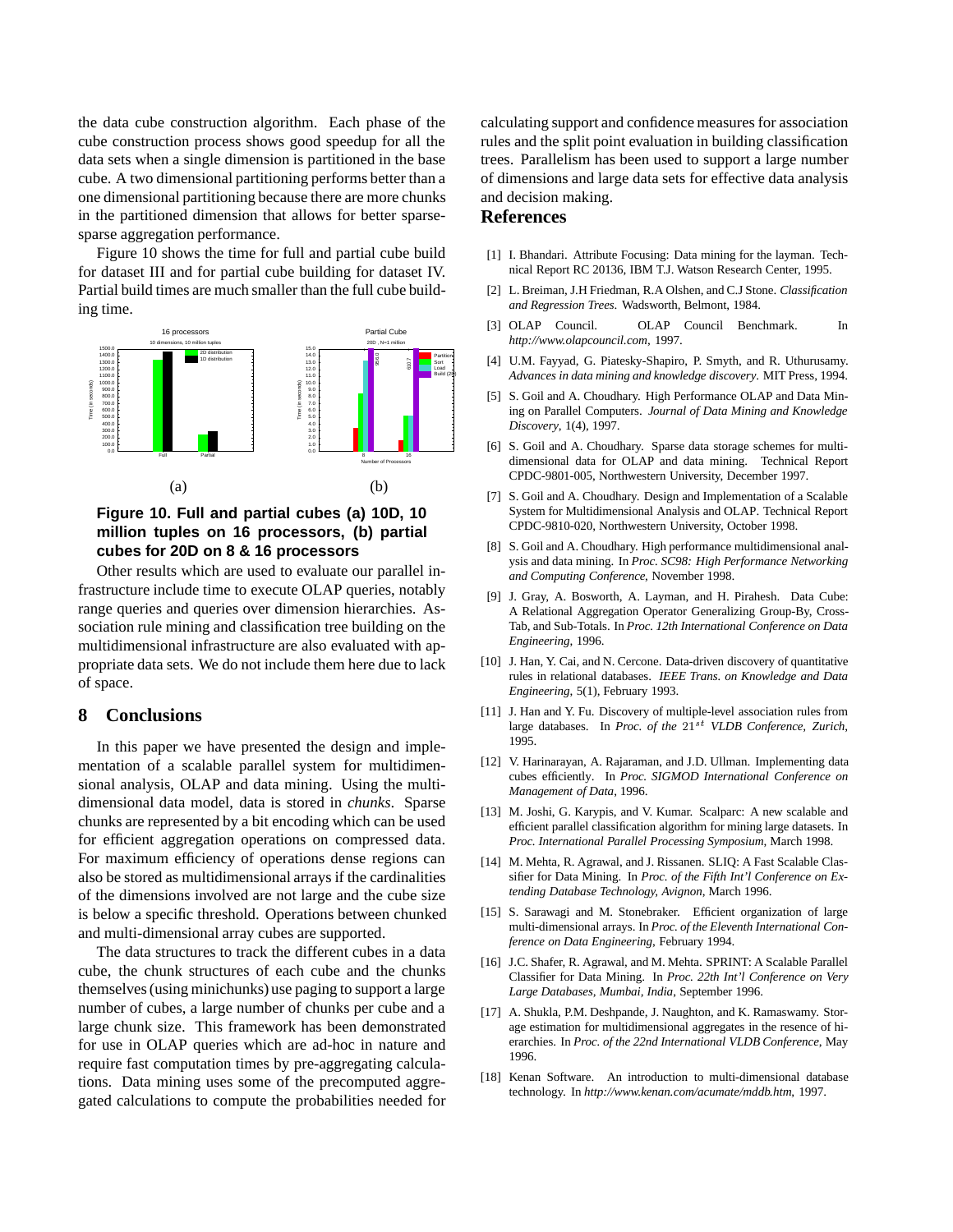the data cube construction algorithm. Each phase of the cube construction process shows good speedup for all the data sets when a single dimension is partitioned in the base cube. A two dimensional partitioning performs better than a one dimensional partitioning because there are more chunks in the partitioned dimension that allows for better sparse-sparse aggregation performance.

Figure 10 shows the time for full and partial cube build for dataset III and for partial cube building for dataset IV. Partial build times are much smaller than the full cube building time.

16 processors

10 dimensions, 10 million tuples

2D distribution

1D distribution

Time (in seconds)

1500.0
1400.0
1300.0
1200.0
1100.0
1000.0
900.0
800.0
700.0
600.0
500.0
400.0
300.0
200.0
100.0
0.0

Full

Partial

(a)

Partial Cube

20D , N=1 million

Partition

Sort

Load

Build (20)

Time (in seconds)

15.0
14.0
13.0
12.0
11.0
10.0
9.0
8.0
7.0
6.0
5.0
4.0
3.0
2.0
1.0
0.0

954.0

610.7

8

16

Number of Processors

(b)

**Figure 10. Full and partial cubes (a) 10D, 10 million tuples on 16 processors, (b) partial cubes for 20D on 8 & 16 processors**

Other results which are used to evaluate our parallel infrastructure include time to execute OLAP queries, notably range queries and queries over dimension hierarchies. Association rule mining and classification tree building on the multidimensional infrastructure are also evaluated with appropriate data sets. We do not include them here due to lack of space.

## 8 Conclusions

In this paper we have presented the design and implementation of a scalable parallel system for multidimensional analysis, OLAP and data mining. Using the multidimensional data model, data is stored in *chunks*. Sparse chunks are represented by a bit encoding which can be used for efficient aggregation operations on compressed data. For maximum efficiency of operations dense regions can also be stored as multidimensional arrays if the cardinalities of the dimensions involved are not large and the cube size is below a specific threshold. Operations between chunked and multi-dimensional array cubes are supported.

The data structures to track the different cubes in a data cube, the chunk structures of each cube and the chunks themselves (using minichunks) use paging to support a large number of cubes, a large number of chunks per cube and a large chunk size. This framework has been demonstrated for use in OLAP queries which are ad-hoc in nature and require fast computation times by pre-aggregating calculations. Data mining uses some of the precomputed aggregated calculations to compute the probabilities needed for calculating support and confidence measures for association rules and the split point evaluation in building classification trees. Parallelism has been used to support a large number of dimensions and large data sets for effective data analysis and decision making.

## References

[1] I. Bhandari. Attribute Focusing: Data mining for the layman. Technical Report RC 20136, IBM T.J. Watson Research Center, 1995.

[2] L. Breiman, J.H Friedman, R.A Olshen, and C.J Stone. *Classification and Regression Trees*. Wadsworth, Belmont, 1984.

[3] OLAP Council. OLAP Council Benchmark. In *http://www.olapcouncil.com*, 1997.

[4] U.M. Fayyad, G. Piatesky-Shapiro, P. Smyth, and R. Uthurusamy. *Advances in data mining and knowledge discovery*. MIT Press, 1994.

[5] S. Goil and A. Choudhary. High Performance OLAP and Data Mining on Parallel Computers. *Journal of Data Mining and Knowledge Discovery*, 1(4), 1997.

[6] S. Goil and A. Choudhary. Sparse data storage schemes for multidimensional data for OLAP and data mining. Technical Report CPDC-9801-005, Northwestern University, December 1997.

[7] S. Goil and A. Choudhary. Design and Implementation of a Scalable System for Multidimensional Analysis and OLAP. Technical Report CPDC-9810-020, Northwestern University, October 1998.

[8] S. Goil and A. Choudhary. High performance multidimensional analysis and data mining. In *Proc. SC98: High Performance Networking and Computing Conference*, November 1998.

[9] J. Gray, A. Bosworth, A. Layman, and H. Pirahesh. Data Cube: A Relational Aggregation Operator Generalizing Group-By, Cross-Tab, and Sub-Totals. In *Proc. 12th International Conference on Data Engineering*, 1996.

[10] J. Han, Y. Cai, and N. Cercone. Data-driven discovery of quantitative rules in relational databases. *IEEE Trans. on Knowledge and Data Engineering*, 5(1), February 1993.

[11] J. Han and Y. Fu. Discovery of multiple-level association rules from large databases. In *Proc. of the $21^{st}$ VLDB Conference, Zurich*, 1995.

[12] V. Harinarayan, A. Rajaraman, and J.D. Ullman. Implementing data cubes efficiently. In *Proc. SIGMOD International Conference on Management of Data*, 1996.

[13] M. Joshi, G. Karypis, and V. Kumar. Scalparc: A new scalable and efficient parallel classification algorithm for mining large datasets. In *Proc. International Parallel Processing Symposium*, March 1998.

[14] M. Mehta, R. Agrawal, and J. Rissanen. SLIQ: A Fast Scalable Classifier for Data Mining. In *Proc. of the Fifth Int'l Conference on Extending Database Technology, Avignon*, March 1996.

[15] S. Sarawagi and M. Stonebraker. Efficient organization of large multi-dimensional arrays. In *Proc. of the Eleventh International Conference on Data Engineering*, February 1994.

[16] J.C. Shafer, R. Agrawal, and M. Mehta. SPRINT: A Scalable Parallel Classifier for Data Mining. In *Proc. 22th Int'l Conference on Very Large Databases, Mumbai, India*, September 1996.

[17] A. Shukla, P.M. Deshpande, J. Naughton, and K. Ramaswamy. Storage estimation for multidimensional aggregates in the resence of hierarchies. In *Proc. of the 22nd International VLDB Conference*, May 1996.

[18] Kenan Software. An introduction to multi-dimensional database technology. In *http://www.kenan.com/acumate/mddb.htm*, 1997.